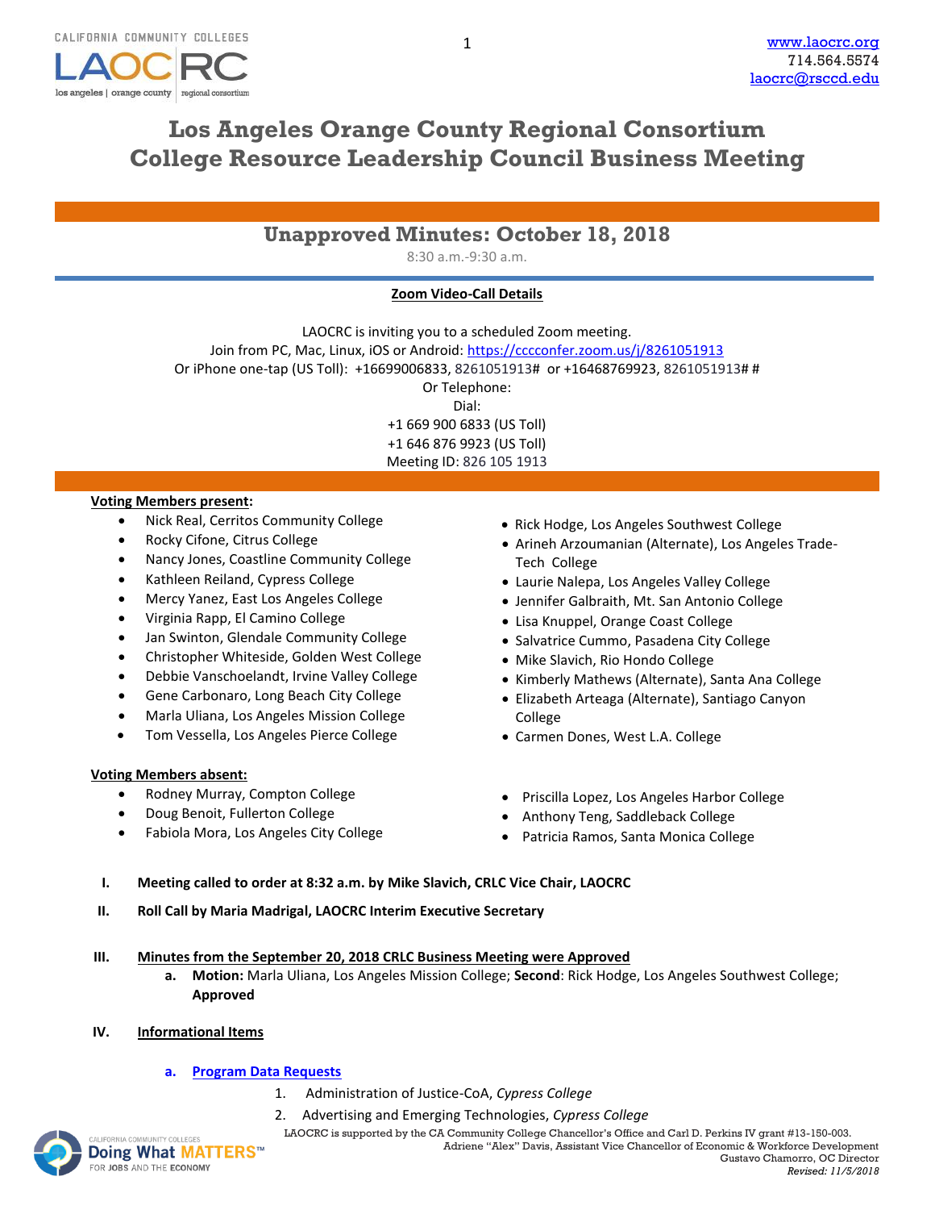# Los Angeles Orange County Regional Consortium
# College Resource Leadership Council Business Meeting

## Unapproved Minutes: October 18, 2018

8:30 a.m.-9:30 a.m.

**Zoom Video-Call Details**

LAOCRC is inviting you to a scheduled Zoom meeting.
Join from PC, Mac, Linux, iOS or Android: https://cccconfer.zoom.us/j/8261051913
Or iPhone one-tap (US Toll): +16699006833, 8261051913# or +16468769923, 8261051913# #
Or Telephone:
Dial:
+1 669 900 6833 (US Toll)
+1 646 876 9923 (US Toll)
Meeting ID: 826 105 1913

**Voting Members present:**

- Nick Real, Cerritos Community College
- Rocky Cifone, Citrus College
- Nancy Jones, Coastline Community College
- Kathleen Reiland, Cypress College
- Mercy Yanez, East Los Angeles College
- Virginia Rapp, El Camino College
- Jan Swinton, Glendale Community College
- Christopher Whiteside, Golden West College
- Debbie Vanschoelandt, Irvine Valley College
- Gene Carbonaro, Long Beach City College
- Marla Uliana, Los Angeles Mission College
- Tom Vessella, Los Angeles Pierce College
- Rick Hodge, Los Angeles Southwest College
- Arineh Arzoumanian (Alternate), Los Angeles Trade-Tech College
- Laurie Nalepa, Los Angeles Valley College
- Jennifer Galbraith, Mt. San Antonio College
- Lisa Knuppel, Orange Coast College
- Salvatrice Cummo, Pasadena City College
- Mike Slavich, Rio Hondo College
- Kimberly Mathews (Alternate), Santa Ana College
- Elizabeth Arteaga (Alternate), Santiago Canyon College
- Carmen Dones, West L.A. College

**Voting Members absent:**

- Rodney Murray, Compton College
- Doug Benoit, Fullerton College
- Fabiola Mora, Los Angeles City College
- Priscilla Lopez, Los Angeles Harbor College
- Anthony Teng, Saddleback College
- Patricia Ramos, Santa Monica College

**I. Meeting called to order at 8:32 a.m. by Mike Slavich, CRLC Vice Chair, LAOCRC**

**II. Roll Call by Maria Madrigal, LAOCRC Interim Executive Secretary**

**III. Minutes from the September 20, 2018 CRLC Business Meeting were Approved**

a. **Motion:** Marla Uliana, Los Angeles Mission College; **Second**: Rick Hodge, Los Angeles Southwest College; **Approved**

**IV. Informational Items**

a. **Program Data Requests**

1. Administration of Justice-CoA, *Cypress College*
2. Advertising and Emerging Technologies, *Cypress College*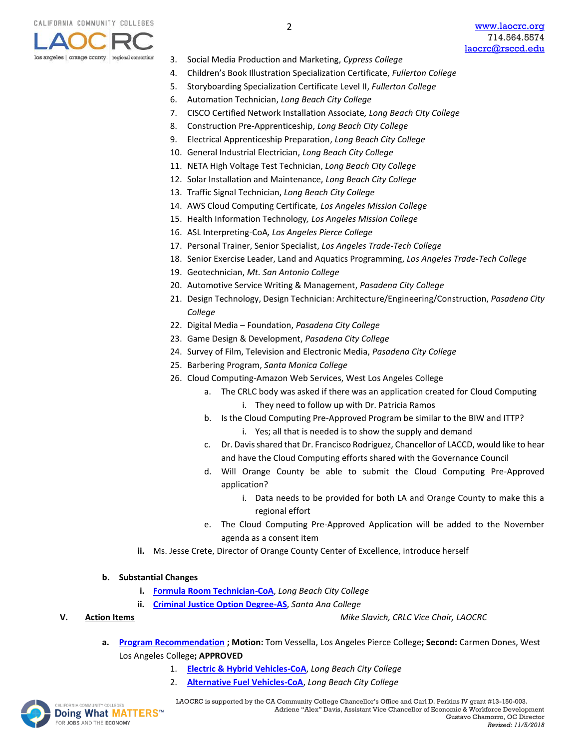3. Social Media Production and Marketing, *Cypress College*
4. Children's Book Illustration Specialization Certificate, *Fullerton College*
5. Storyboarding Specialization Certificate Level II, *Fullerton College*
6. Automation Technician, *Long Beach City College*
7. CISCO Certified Network Installation Associate*, Long Beach City College*
8. Construction Pre-Apprenticeship, *Long Beach City College*
9. Electrical Apprenticeship Preparation, *Long Beach City College*
10. General Industrial Electrician, *Long Beach City College*
11. NETA High Voltage Test Technician, *Long Beach City College*
12. Solar Installation and Maintenance, *Long Beach City College*
13. Traffic Signal Technician, *Long Beach City College*
14. AWS Cloud Computing Certificate*, Los Angeles Mission College*
15. Health Information Technology*, Los Angeles Mission College*
16. ASL Interpreting-CoA*, Los Angeles Pierce College*
17. Personal Trainer, Senior Specialist, *Los Angeles Trade-Tech College*
18. Senior Exercise Leader, Land and Aquatics Programming, *Los Angeles Trade-Tech College*
19. Geotechnician, *Mt. San Antonio College*
20. Automotive Service Writing & Management, *Pasadena City College*
21. Design Technology, Design Technician: Architecture/Engineering/Construction, *Pasadena City College*
22. Digital Media – Foundation, *Pasadena City College*
23. Game Design & Development, *Pasadena City College*
24. Survey of Film, Television and Electronic Media, *Pasadena City College*
25. Barbering Program, *Santa Monica College*
26. Cloud Computing-Amazon Web Services, West Los Angeles College
    a. The CRLC body was asked if there was an application created for Cloud Computing
        i. They need to follow up with Dr. Patricia Ramos
    b. Is the Cloud Computing Pre-Approved Program be similar to the BIW and ITTP?
        i. Yes; all that is needed is to show the supply and demand
    c. Dr. Davis shared that Dr. Francisco Rodriguez, Chancellor of LACCD, would like to hear and have the Cloud Computing efforts shared with the Governance Council
    d. Will Orange County be able to submit the Cloud Computing Pre-Approved application?
        i. Data needs to be provided for both LA and Orange County to make this a regional effort
    e. The Cloud Computing Pre-Approved Application will be added to the November agenda as a consent item

**ii.** Ms. Jesse Crete, Director of Orange County Center of Excellence, introduce herself

**b. Substantial Changes**

**i.** Formula Room Technician-CoA, *Long Beach City College*

**ii.** Criminal Justice Option Degree-AS, *Santa Ana College*

## V. Action Items — *Mike Slavich, CRLC Vice Chair, LAOCRC*

**a.** Program Recommendation **; Motion:** Tom Vessella, Los Angeles Pierce College**; Second:** Carmen Dones, West Los Angeles College**; APPROVED**

1. Electric & Hybrid Vehicles-CoA, *Long Beach City College*
2. Alternative Fuel Vehicles-CoA, *Long Beach City College*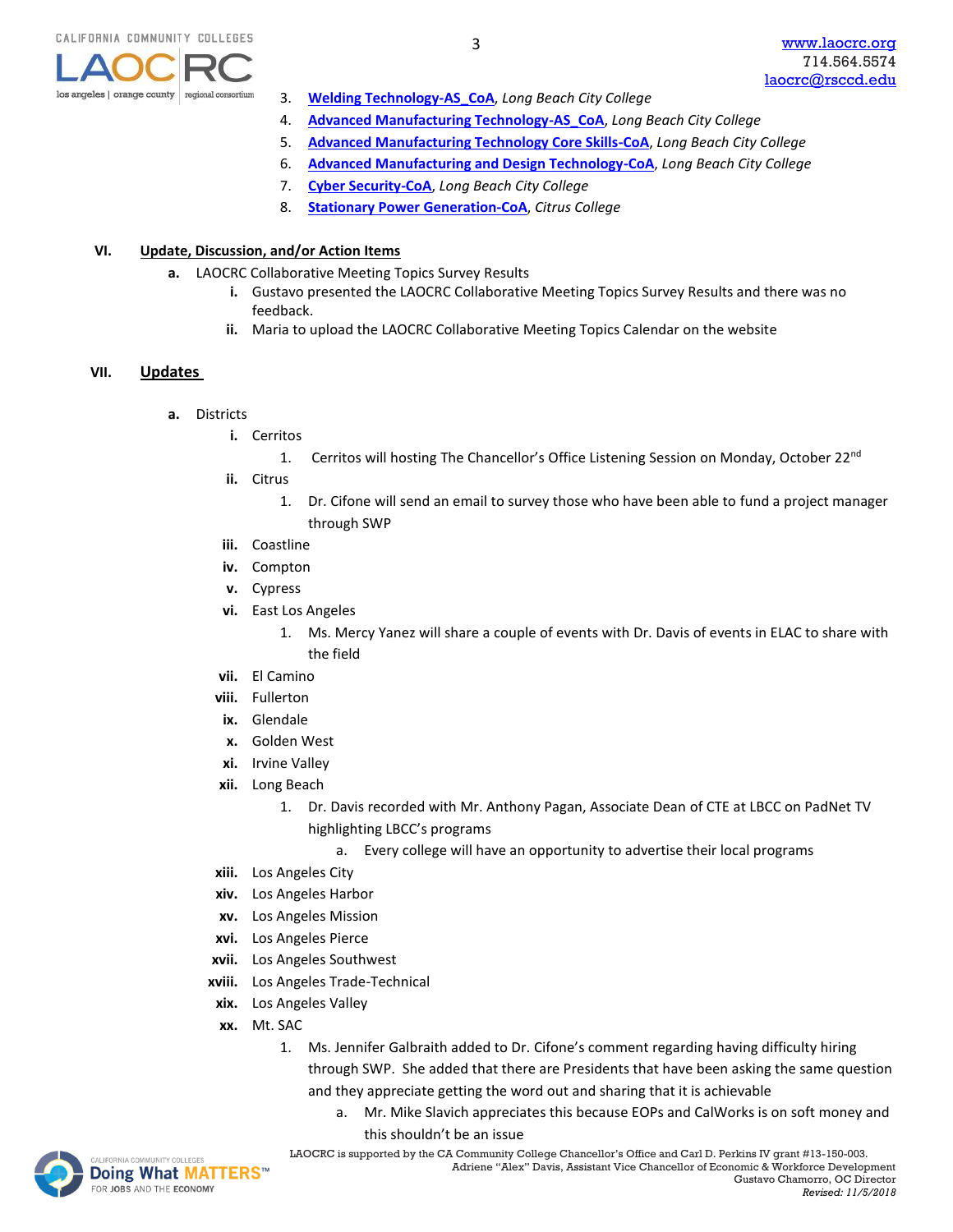3. **Welding Technology-AS_CoA**, *Long Beach City College*
4. **Advanced Manufacturing Technology-AS_CoA**, *Long Beach City College*
5. **Advanced Manufacturing Technology Core Skills-CoA**, *Long Beach City College*
6. **Advanced Manufacturing and Design Technology-CoA**, *Long Beach City College*
7. **Cyber Security-CoA**, *Long Beach City College*
8. **Stationary Power Generation-CoA**, *Citrus College*

**VI. Update, Discussion, and/or Action Items**

- **a.** LAOCRC Collaborative Meeting Topics Survey Results
  - **i.** Gustavo presented the LAOCRC Collaborative Meeting Topics Survey Results and there was no feedback.
  - **ii.** Maria to upload the LAOCRC Collaborative Meeting Topics Calendar on the website

**VII. Updates**

- **a.** Districts
  - **i.** Cerritos
    1. Cerritos will hosting The Chancellor's Office Listening Session on Monday, October 22nd
  - **ii.** Citrus
    1. Dr. Cifone will send an email to survey those who have been able to fund a project manager through SWP
  - **iii.** Coastline
  - **iv.** Compton
  - **v.** Cypress
  - **vi.** East Los Angeles
    1. Ms. Mercy Yanez will share a couple of events with Dr. Davis of events in ELAC to share with the field
  - **vii.** El Camino
  - **viii.** Fullerton
  - **ix.** Glendale
  - **x.** Golden West
  - **xi.** Irvine Valley
  - **xii.** Long Beach
    1. Dr. Davis recorded with Mr. Anthony Pagan, Associate Dean of CTE at LBCC on PadNet TV highlighting LBCC's programs
       - a. Every college will have an opportunity to advertise their local programs
  - **xiii.** Los Angeles City
  - **xiv.** Los Angeles Harbor
  - **xv.** Los Angeles Mission
  - **xvi.** Los Angeles Pierce
  - **xvii.** Los Angeles Southwest
  - **xviii.** Los Angeles Trade-Technical
  - **xix.** Los Angeles Valley
  - **xx.** Mt. SAC
    1. Ms. Jennifer Galbraith added to Dr. Cifone's comment regarding having difficulty hiring through SWP. She added that there are Presidents that have been asking the same question and they appreciate getting the word out and sharing that it is achievable
       - a. Mr. Mike Slavich appreciates this because EOPs and CalWorks is on soft money and this shouldn't be an issue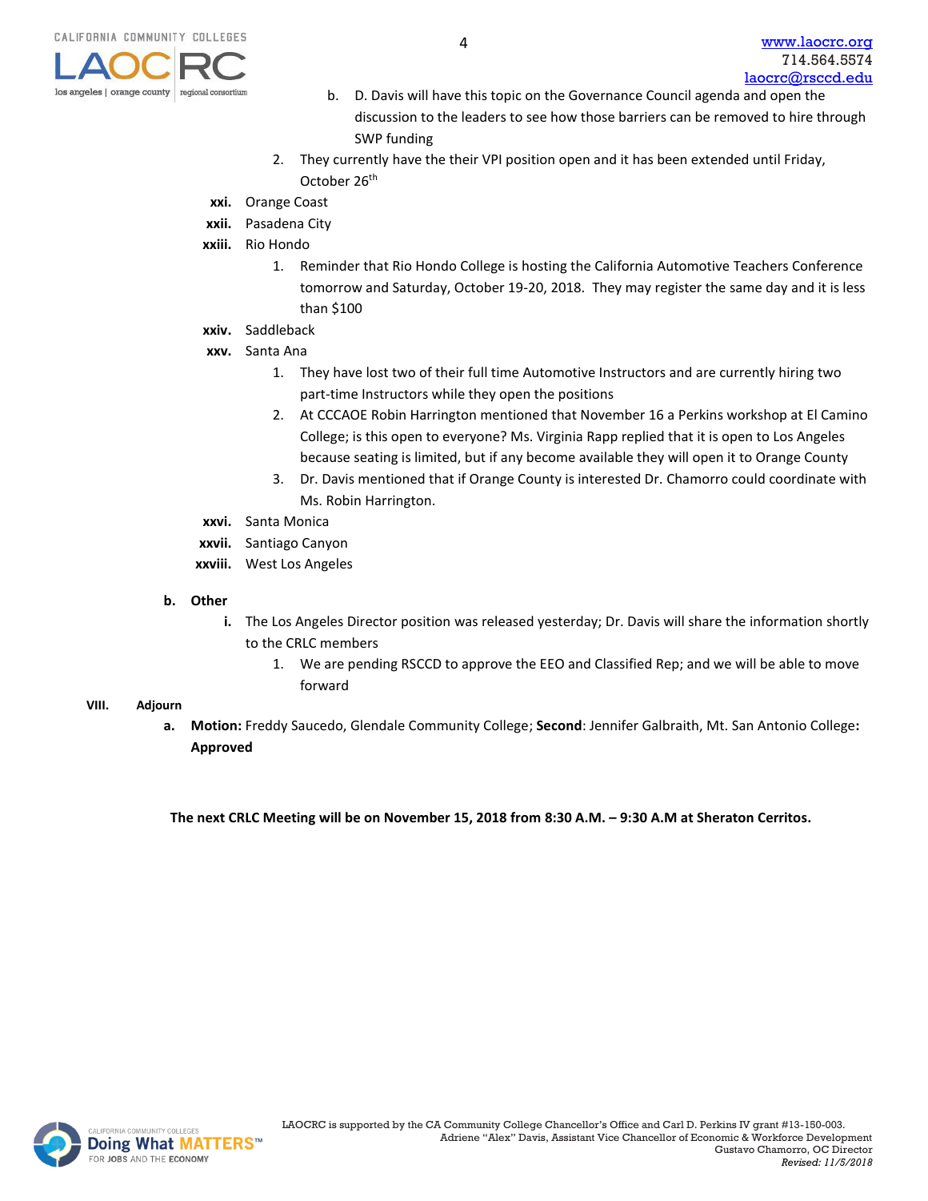b. D. Davis will have this topic on the Governance Council agenda and open the discussion to the leaders to see how those barriers can be removed to hire through SWP funding

2. They currently have the their VPI position open and it has been extended until Friday, October 26th

**xxi.** Orange Coast

**xxii.** Pasadena City

**xxiii.** Rio Hondo

1. Reminder that Rio Hondo College is hosting the California Automotive Teachers Conference tomorrow and Saturday, October 19-20, 2018. They may register the same day and it is less than $100

**xxiv.** Saddleback

**xxv.** Santa Ana

1. They have lost two of their full time Automotive Instructors and are currently hiring two part-time Instructors while they open the positions
2. At CCCAOE Robin Harrington mentioned that November 16 a Perkins workshop at El Camino College; is this open to everyone? Ms. Virginia Rapp replied that it is open to Los Angeles because seating is limited, but if any become available they will open it to Orange County
3. Dr. Davis mentioned that if Orange County is interested Dr. Chamorro could coordinate with Ms. Robin Harrington.

**xxvi.** Santa Monica

**xxvii.** Santiago Canyon

**xxviii.** West Los Angeles

**b. Other**

**i.** The Los Angeles Director position was released yesterday; Dr. Davis will share the information shortly to the CRLC members

1. We are pending RSCCD to approve the EEO and Classified Rep; and we will be able to move forward

**VIII. Adjourn**

**a. Motion:** Freddy Saucedo, Glendale Community College; **Second**: Jennifer Galbraith, Mt. San Antonio College**: Approved**

**The next CRLC Meeting will be on November 15, 2018 from 8:30 A.M. – 9:30 A.M at Sheraton Cerritos.**